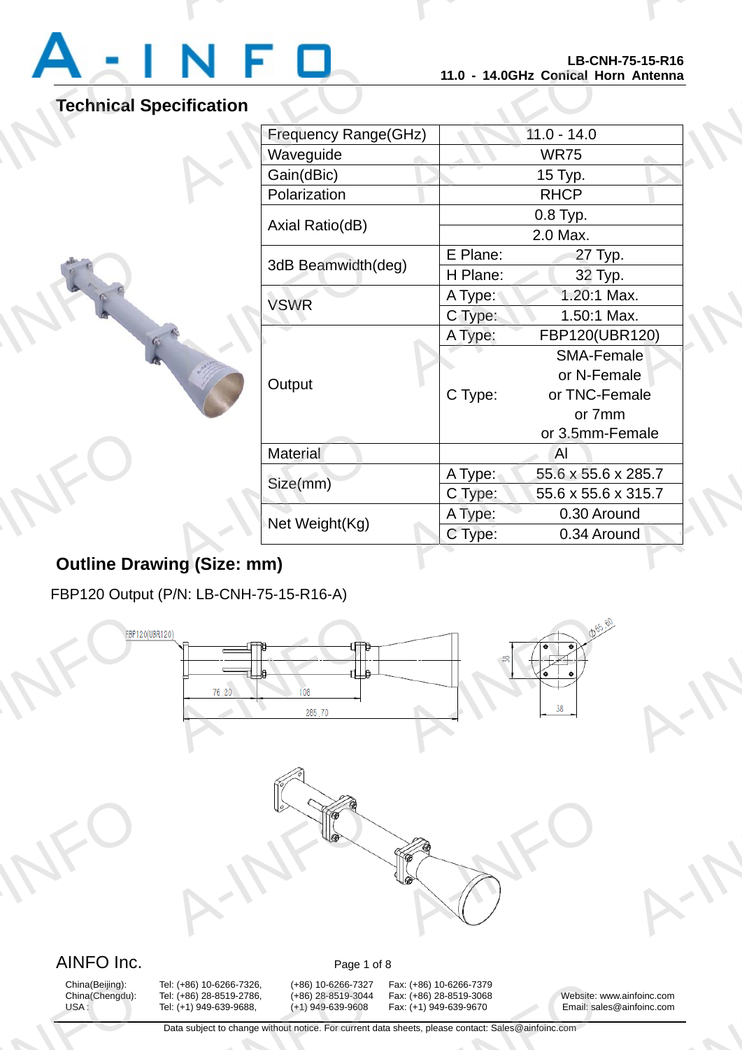# Technical Specification

| Parameter | | Value |
|---|---|---|
| Frequency Range(GHz) | | 11.0 - 14.0 |
| Waveguide | | WR75 |
| Gain(dBic) | | 15 Typ. |
| Polarization | | RHCP |
| Axial Ratio(dB) | | 0.8 Typ. |
| | | 2.0 Max. |
| 3dB Beamwidth(deg) | E Plane: | 27 Typ. |
| | H Plane: | 32 Typ. |
| VSWR | A Type: | 1.20:1 Max. |
| | C Type: | 1.50:1 Max. |
| Output | A Type: | FBP120(UBR120) |
| | C Type: | SMA-Female or N-Female or TNC-Female or 7mm or 3.5mm-Female |
| Material | | Al |
| Size(mm) | A Type: | 55.6 x 55.6 x 285.7 |
| | C Type: | 55.6 x 55.6 x 315.7 |
| Net Weight(Kg) | A Type: | 0.30 Around |
| | C Type: | 0.34 Around |

## Outline Drawing (Size: mm)

FBP120 Output (P/N: LB-CNH-75-15-R16-A)

FBP120(UBR120)

76.20 &nbsp; 108 &nbsp; 285.70

38 &nbsp; 38 &nbsp; Φ55.60

AINFO Inc.

| | | | |
|---|---|---|---|
| China(Beijing): | Tel: (+86) 10-6266-7326, | (+86) 10-6266-7327 | Fax: (+86) 10-6266-7379 |
| China(Chengdu): | Tel: (+86) 28-8519-2786, | (+86) 28-8519-3044 | Fax: (+86) 28-8519-3068 |
| USA : | Tel: (+1) 949-639-9688, | (+1) 949-639-9608 | Fax: (+1) 949-639-9670 |

Website: www.ainfoinc.com
Email: sales@ainfoinc.com

Data subject to change without notice. For current data sheets, please contact: Sales@ainfoinc.com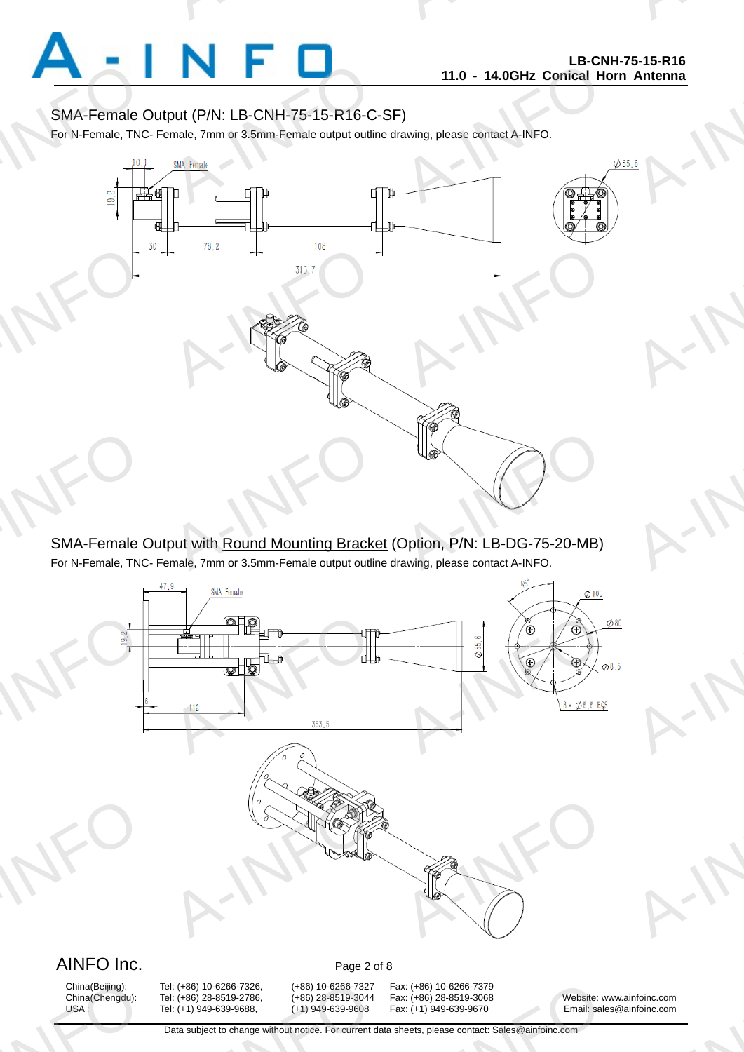## SMA-Female Output (P/N: LB-CNH-75-15-R16-C-SF)

For N-Female, TNC- Female, 7mm or 3.5mm-Female output outline drawing, please contact A-INFO.

## SMA-Female Output with Round Mounting Bracket (Option, P/N: LB-DG-75-20-MB)

For N-Female, TNC- Female, 7mm or 3.5mm-Female output outline drawing, please contact A-INFO.

AINFO Inc.

China(Beijing): Tel: (+86) 10-6266-7326, (+86) 10-6266-7327 Fax: (+86) 10-6266-7379
China(Chengdu): Tel: (+86) 28-8519-2786, (+86) 28-8519-3044 Fax: (+86) 28-8519-3068
USA : Tel: (+1) 949-639-9688, (+1) 949-639-9608 Fax: (+1) 949-639-9670

Website: www.ainfoinc.com
Email: sales@ainfoinc.com

Data subject to change without notice. For current data sheets, please contact: Sales@ainfoinc.com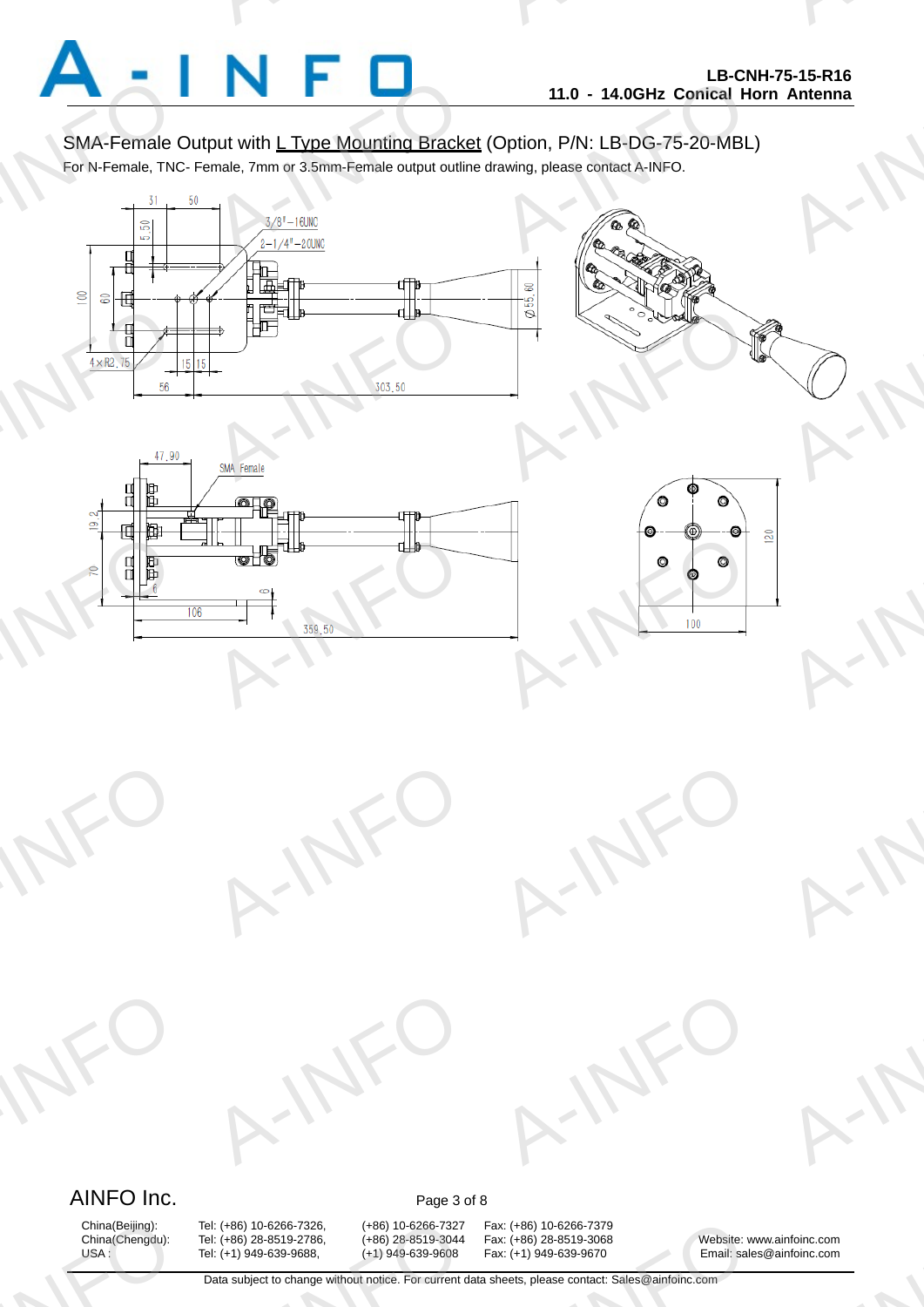SMA-Female Output with L Type Mounting Bracket (Option, P/N: LB-DG-75-20-MBL)

For N-Female, TNC- Female, 7mm or 3.5mm-Female output outline drawing, please contact A-INFO.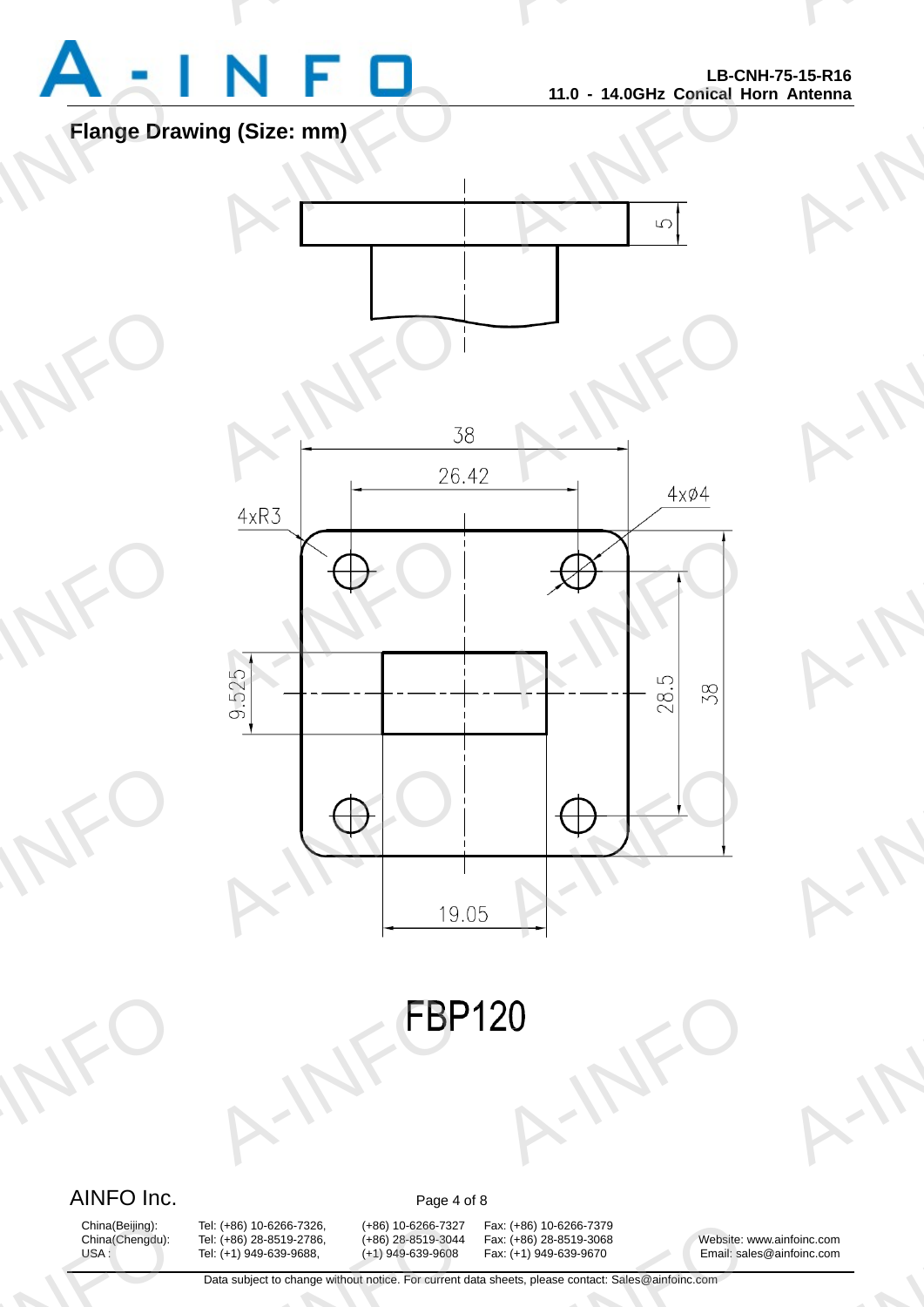## Flange Drawing (Size: mm)

5

38

26.42

4xR3

4xØ4

9.525

28.5

38

19.05

FBP120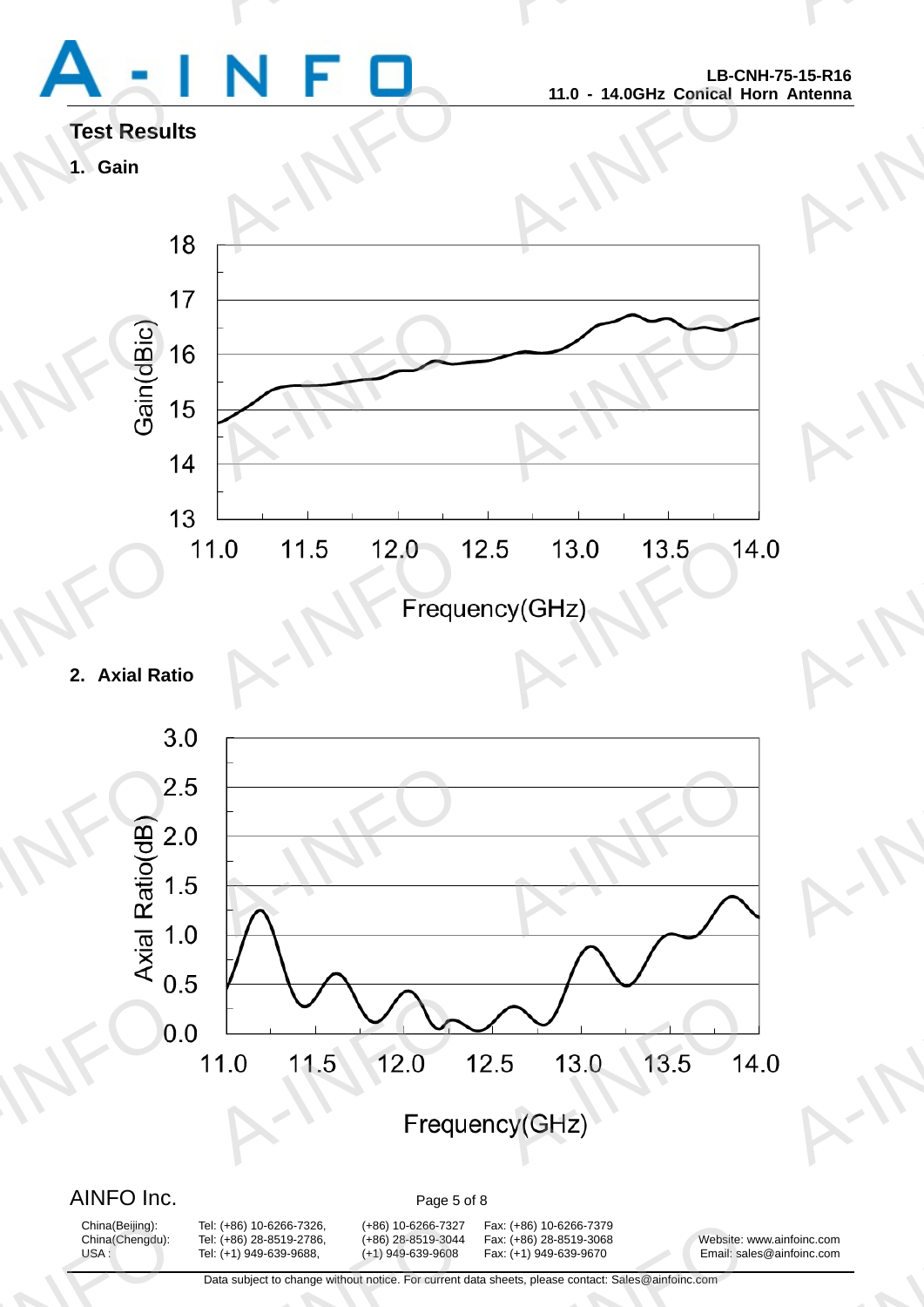## Test Results

### 1. Gain

Gain(dBic)

18
17
16
15
14
13

11.0 11.5 12.0 12.5 13.0 13.5 14.0

Frequency(GHz)

### 2. Axial Ratio

Axial Ratio(dB)

3.0
2.5
2.0
1.5
1.0
0.5
0.0

11.0 11.5 12.0 12.5 13.0 13.5 14.0

Frequency(GHz)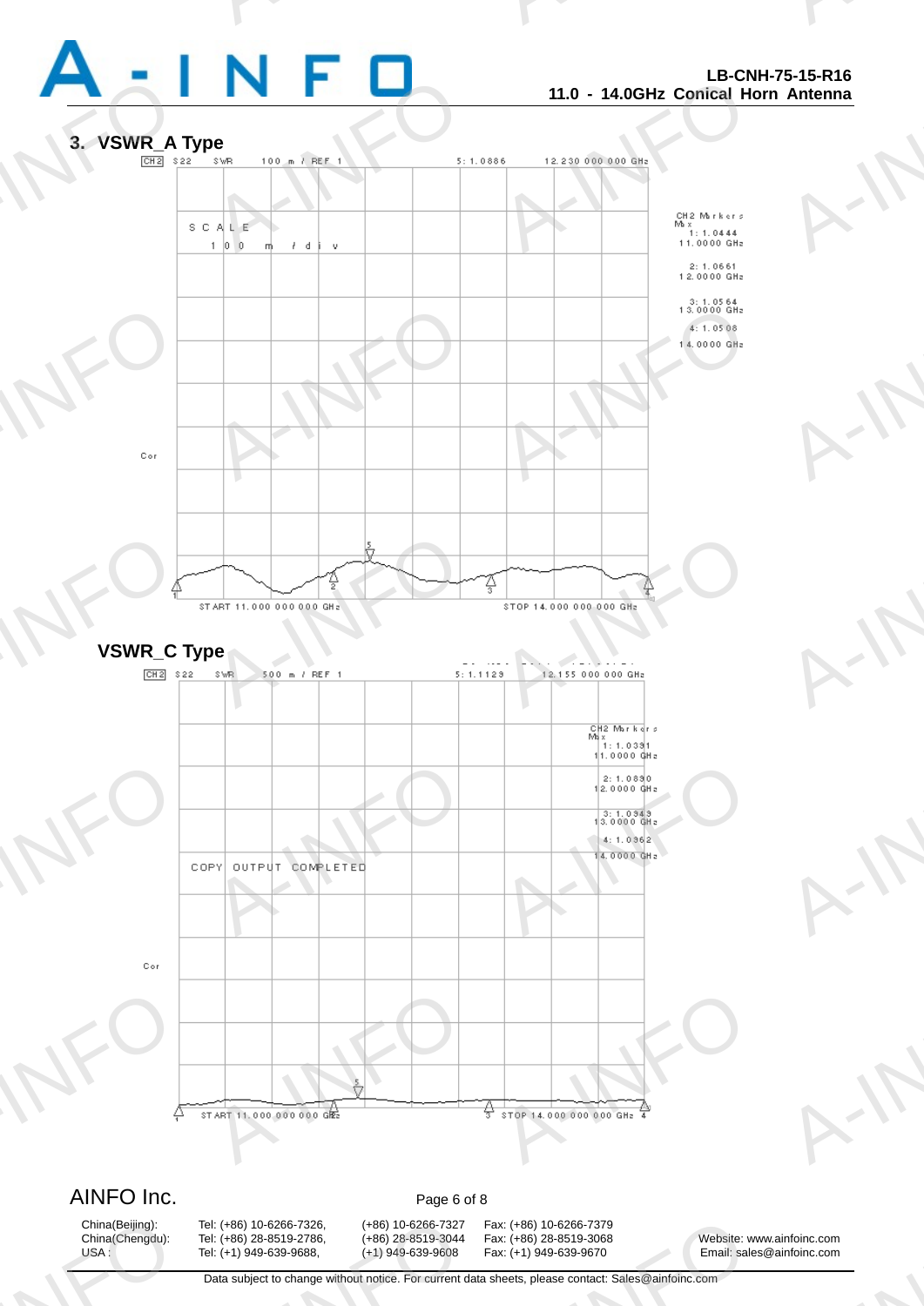## 3. VSWR_A Type

CH2 S22 SWR 100 m / REF 1 5: 1.0886 12.230 000 000 GHz

SCALE 100 m / div

CH2 Markers
Max
1: 1.0444
11.0000 GHz

2: 1.0661
12.0000 GHz

3: 1.0564
13.0000 GHz

4: 1.0508
14.0000 GHz

Cor

START 11.000 000 000 GHz STOP 14.000 000 000 GHz

## VSWR_C Type

CH2 S22 SWR 500 m / REF 1 5: 1.1129 12.155 000 000 GHz

CH2 Markers
Max
1: 1.0391
11.0000 GHz

2: 1.0890
12.0000 GHz

3: 1.0349
13.0000 GHz

4: 1.0962
14.0000 GHz

COPY OUTPUT COMPLETED

Cor

START 11.000 000 000 GHz STOP 14.000 000 000 GHz

AINFO Inc.

| | | | |
|---|---|---|---|
| China(Beijing): | Tel: (+86) 10-6266-7326, | (+86) 10-6266-7327 | Fax: (+86) 10-6266-7379 |
| China(Chengdu): | Tel: (+86) 28-8519-2786, | (+86) 28-8519-3044 | Fax: (+86) 28-8519-3068 |
| USA : | Tel: (+1) 949-639-9688, | (+1) 949-639-9608 | Fax: (+1) 949-639-9670 |

Website: www.ainfoinc.com
Email: sales@ainfoinc.com

Data subject to change without notice. For current data sheets, please contact: Sales@ainfoinc.com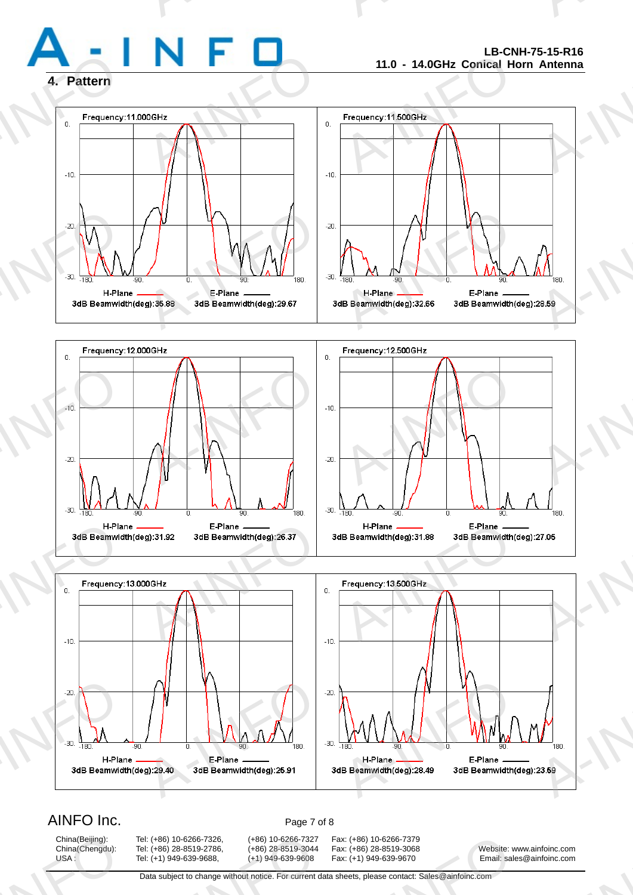## 4. Pattern

Frequency:11.000GHz

H-Plane 3dB Beamwidth(deg):35.88 E-Plane 3dB Beamwidth(deg):29.67

Frequency:11.500GHz

H-Plane 3dB Beamwidth(deg):32.66 E-Plane 3dB Beamwidth(deg):28.59

Frequency:12.000GHz

H-Plane 3dB Beamwidth(deg):31.92 E-Plane 3dB Beamwidth(deg):26.37

Frequency:12.500GHz

H-Plane 3dB Beamwidth(deg):31.88 E-Plane 3dB Beamwidth(deg):27.05

Frequency:13.000GHz

H-Plane 3dB Beamwidth(deg):29.40 E-Plane 3dB Beamwidth(deg):25.91

Frequency:13.500GHz

H-Plane 3dB Beamwidth(deg):28.49 E-Plane 3dB Beamwidth(deg):23.59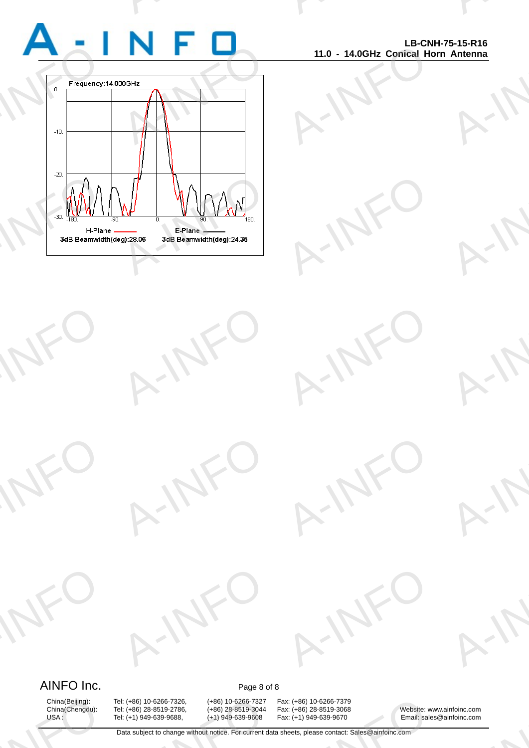Frequency:14.000GHz

0.

-10.

-20.

-30.

-180.

-90.

0.

90.

180.

H-Plane

3dB Beamwidth(deg):28.06

E-Plane

3dB Beamwidth(deg):24.35

AINFO Inc.

China(Beijing): Tel: (+86) 10-6266-7326, (+86) 10-6266-7327 Fax: (+86) 10-6266-7379

China(Chengdu): Tel: (+86) 28-8519-2786, (+86) 28-8519-3044 Fax: (+86) 28-8519-3068

USA : Tel: (+1) 949-639-9688, (+1) 949-639-9608 Fax: (+1) 949-639-9670

Website: www.ainfoinc.com

Email: sales@ainfoinc.com

Data subject to change without notice. For current data sheets, please contact: Sales@ainfoinc.com